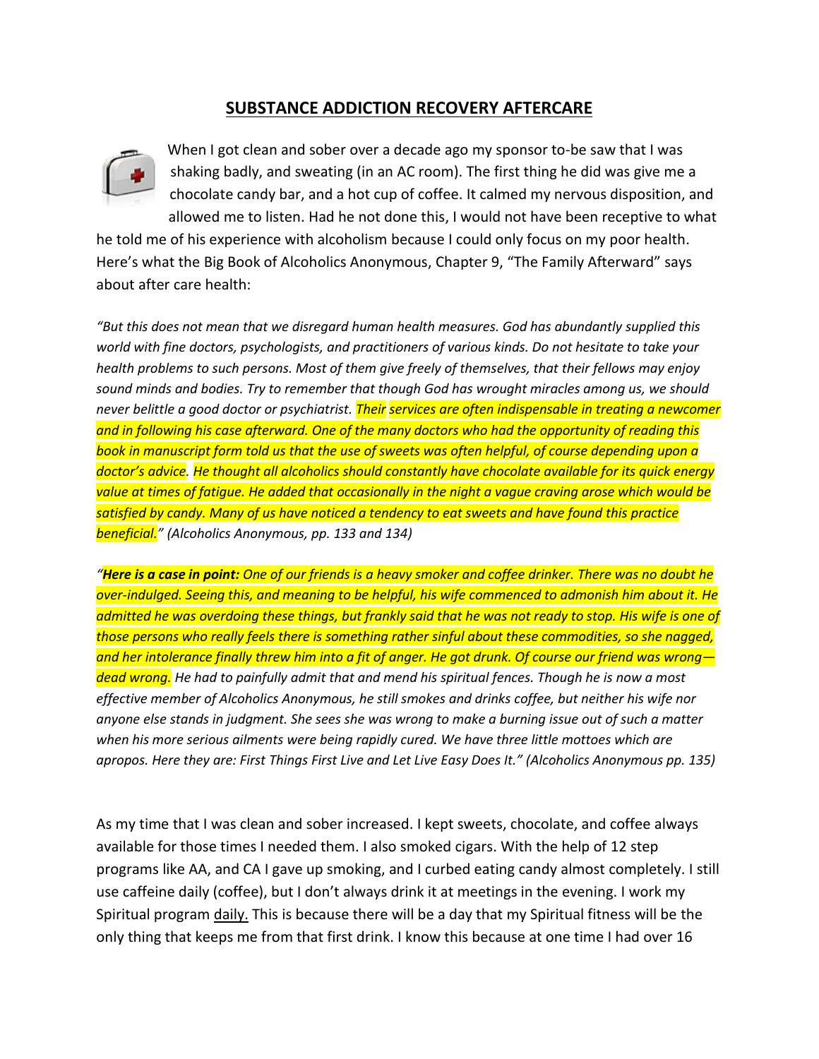# SUBSTANCE ADDICTION RECOVERY AFTERCARE

When I got clean and sober over a decade ago my sponsor to-be saw that I was shaking badly, and sweating (in an AC room). The first thing he did was give me a chocolate candy bar, and a hot cup of coffee. It calmed my nervous disposition, and allowed me to listen. Had he not done this, I would not have been receptive to what he told me of his experience with alcoholism because I could only focus on my poor health. Here's what the Big Book of Alcoholics Anonymous, Chapter 9, "The Family Afterward" says about after care health:

*"But this does not mean that we disregard human health measures. God has abundantly supplied this world with fine doctors, psychologists, and practitioners of various kinds. Do not hesitate to take your health problems to such persons. Most of them give freely of themselves, that their fellows may enjoy sound minds and bodies. Try to remember that though God has wrought miracles among us, we should never belittle a good doctor or psychiatrist. Their services are often indispensable in treating a newcomer and in following his case afterward. One of the many doctors who had the opportunity of reading this book in manuscript form told us that the use of sweets was often helpful, of course depending upon a doctor's advice. He thought all alcoholics should constantly have chocolate available for its quick energy value at times of fatigue. He added that occasionally in the night a vague craving arose which would be satisfied by candy. Many of us have noticed a tendency to eat sweets and have found this practice beneficial." (Alcoholics Anonymous, pp. 133 and 134)*

*"**Here is a case in point:** One of our friends is a heavy smoker and coffee drinker. There was no doubt he over-indulged. Seeing this, and meaning to be helpful, his wife commenced to admonish him about it. He admitted he was overdoing these things, but frankly said that he was not ready to stop. His wife is one of those persons who really feels there is something rather sinful about these commodities, so she nagged, and her intolerance finally threw him into a fit of anger. He got drunk. Of course our friend was wrong—dead wrong. He had to painfully admit that and mend his spiritual fences. Though he is now a most effective member of Alcoholics Anonymous, he still smokes and drinks coffee, but neither his wife nor anyone else stands in judgment. She sees she was wrong to make a burning issue out of such a matter when his more serious ailments were being rapidly cured. We have three little mottoes which are apropos. Here they are: First Things First Live and Let Live Easy Does It." (Alcoholics Anonymous pp. 135)*

As my time that I was clean and sober increased. I kept sweets, chocolate, and coffee always available for those times I needed them. I also smoked cigars. With the help of 12 step programs like AA, and CA I gave up smoking, and I curbed eating candy almost completely. I still use caffeine daily (coffee), but I don't always drink it at meetings in the evening. I work my Spiritual program daily. This is because there will be a day that my Spiritual fitness will be the only thing that keeps me from that first drink. I know this because at one time I had over 16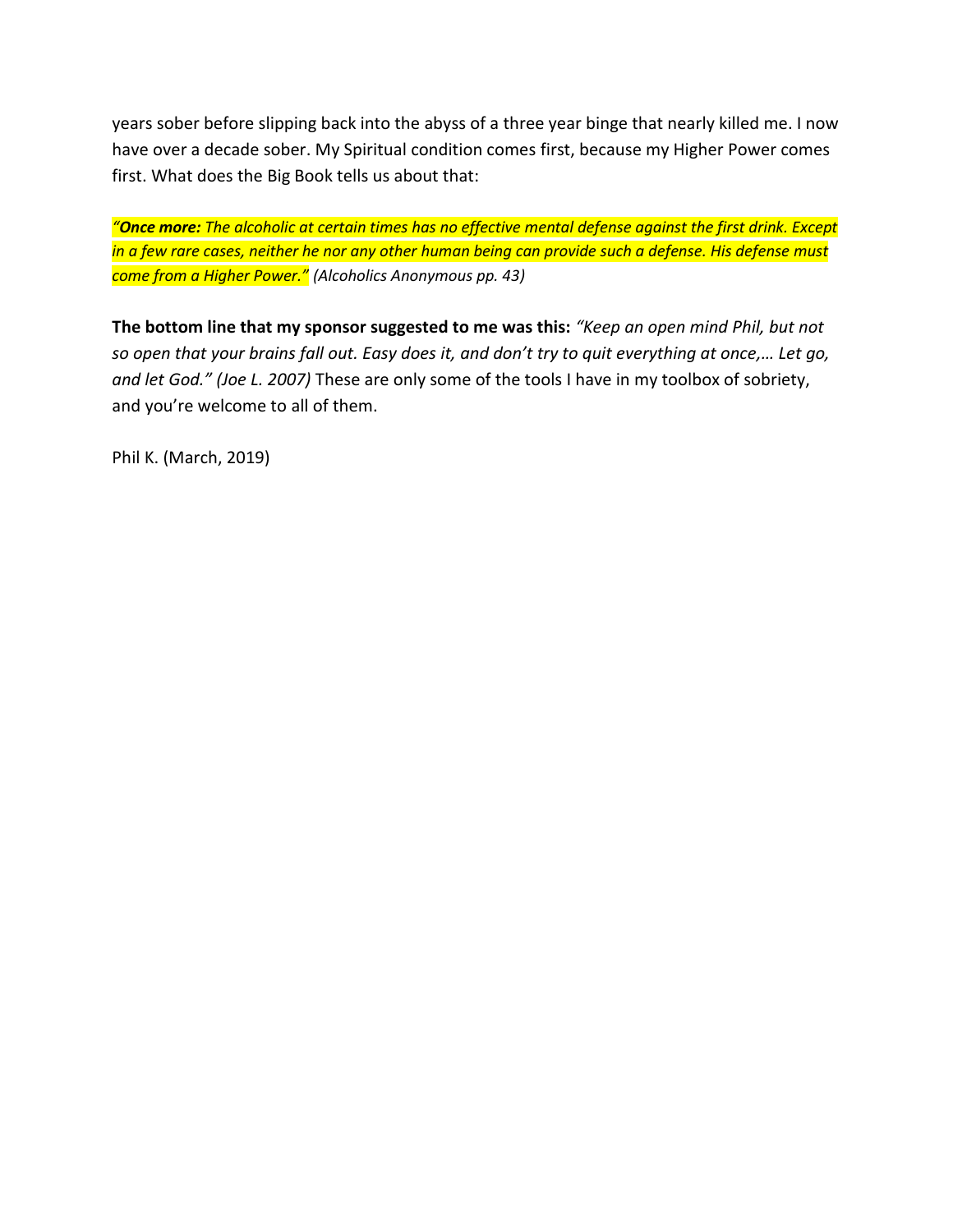years sober before slipping back into the abyss of a three year binge that nearly killed me. I now have over a decade sober. My Spiritual condition comes first, because my Higher Power comes first. What does the Big Book tells us about that:

*"**Once more:** The alcoholic at certain times has no effective mental defense against the first drink. Except in a few rare cases, neither he nor any other human being can provide such a defense. His defense must come from a Higher Power." (Alcoholics Anonymous pp. 43)*

**The bottom line that my sponsor suggested to me was this:** *"Keep an open mind Phil, but not so open that your brains fall out. Easy does it, and don't try to quit everything at once,… Let go, and let God." (Joe L. 2007)* These are only some of the tools I have in my toolbox of sobriety, and you're welcome to all of them.

Phil K. (March, 2019)